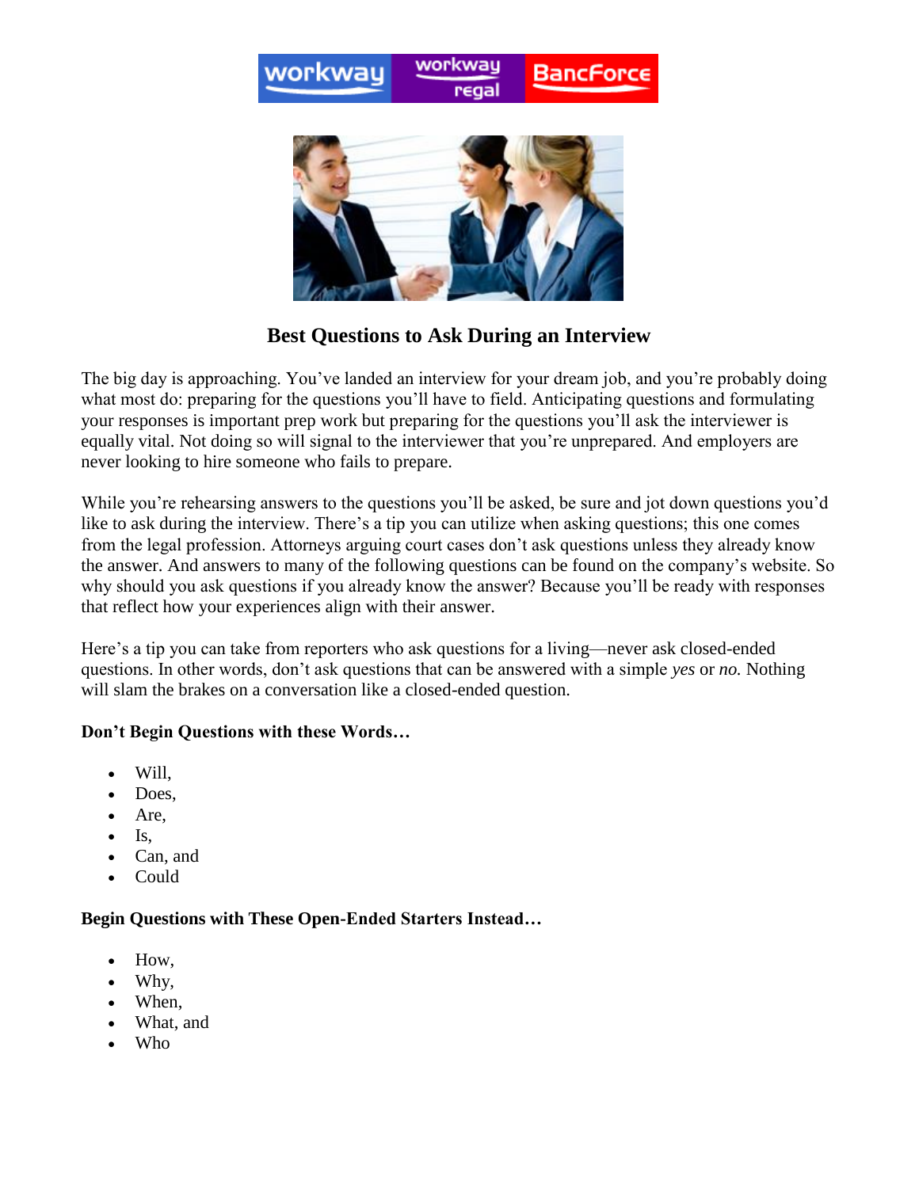# Best Questions to Ask During an Interview

The big day is approaching. You've landed an interview for your dream job, and you're probably doing what most do: preparing for the questions you'll have to field. Anticipating questions and formulating your responses is important prep work but preparing for the questions you'll ask the interviewer is equally vital. Not doing so will signal to the interviewer that you're unprepared. And employers are never looking to hire someone who fails to prepare.

While you're rehearsing answers to the questions you'll be asked, be sure and jot down questions you'd like to ask during the interview. There's a tip you can utilize when asking questions; this one comes from the legal profession. Attorneys arguing court cases don't ask questions unless they already know the answer. And answers to many of the following questions can be found on the company's website. So why should you ask questions if you already know the answer? Because you'll be ready with responses that reflect how your experiences align with their answer.

Here's a tip you can take from reporters who ask questions for a living—never ask closed-ended questions. In other words, don't ask questions that can be answered with a simple *yes* or *no.* Nothing will slam the brakes on a conversation like a closed-ended question.

**Don't Begin Questions with these Words…**

- Will,
- Does,
- Are,
- Is,
- Can, and
- Could

**Begin Questions with These Open-Ended Starters Instead…**

- How,
- Why,
- When,
- What, and
- Who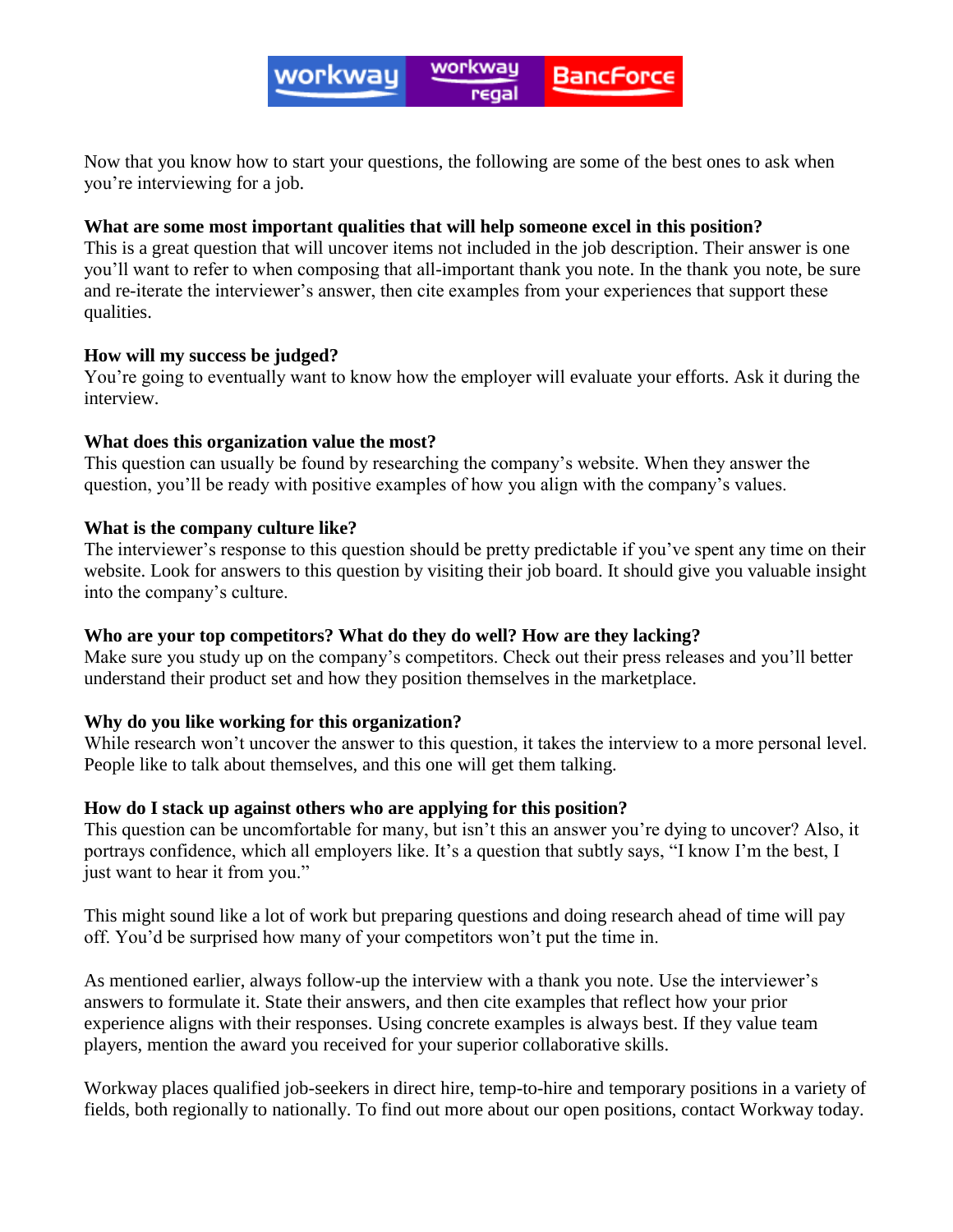Now that you know how to start your questions, the following are some of the best ones to ask when you're interviewing for a job.

**What are some most important qualities that will help someone excel in this position?**
This is a great question that will uncover items not included in the job description. Their answer is one you'll want to refer to when composing that all-important thank you note. In the thank you note, be sure and re-iterate the interviewer's answer, then cite examples from your experiences that support these qualities.

**How will my success be judged?**
You're going to eventually want to know how the employer will evaluate your efforts. Ask it during the interview.

**What does this organization value the most?**
This question can usually be found by researching the company's website. When they answer the question, you'll be ready with positive examples of how you align with the company's values.

**What is the company culture like?**
The interviewer's response to this question should be pretty predictable if you've spent any time on their website. Look for answers to this question by visiting their job board. It should give you valuable insight into the company's culture.

**Who are your top competitors? What do they do well? How are they lacking?**
Make sure you study up on the company's competitors. Check out their press releases and you'll better understand their product set and how they position themselves in the marketplace.

**Why do you like working for this organization?**
While research won't uncover the answer to this question, it takes the interview to a more personal level. People like to talk about themselves, and this one will get them talking.

**How do I stack up against others who are applying for this position?**
This question can be uncomfortable for many, but isn't this an answer you're dying to uncover? Also, it portrays confidence, which all employers like. It's a question that subtly says, "I know I'm the best, I just want to hear it from you."

This might sound like a lot of work but preparing questions and doing research ahead of time will pay off. You'd be surprised how many of your competitors won't put the time in.

As mentioned earlier, always follow-up the interview with a thank you note. Use the interviewer's answers to formulate it. State their answers, and then cite examples that reflect how your prior experience aligns with their responses. Using concrete examples is always best. If they value team players, mention the award you received for your superior collaborative skills.

Workway places qualified job-seekers in direct hire, temp-to-hire and temporary positions in a variety of fields, both regionally to nationally. To find out more about our open positions, contact Workway today.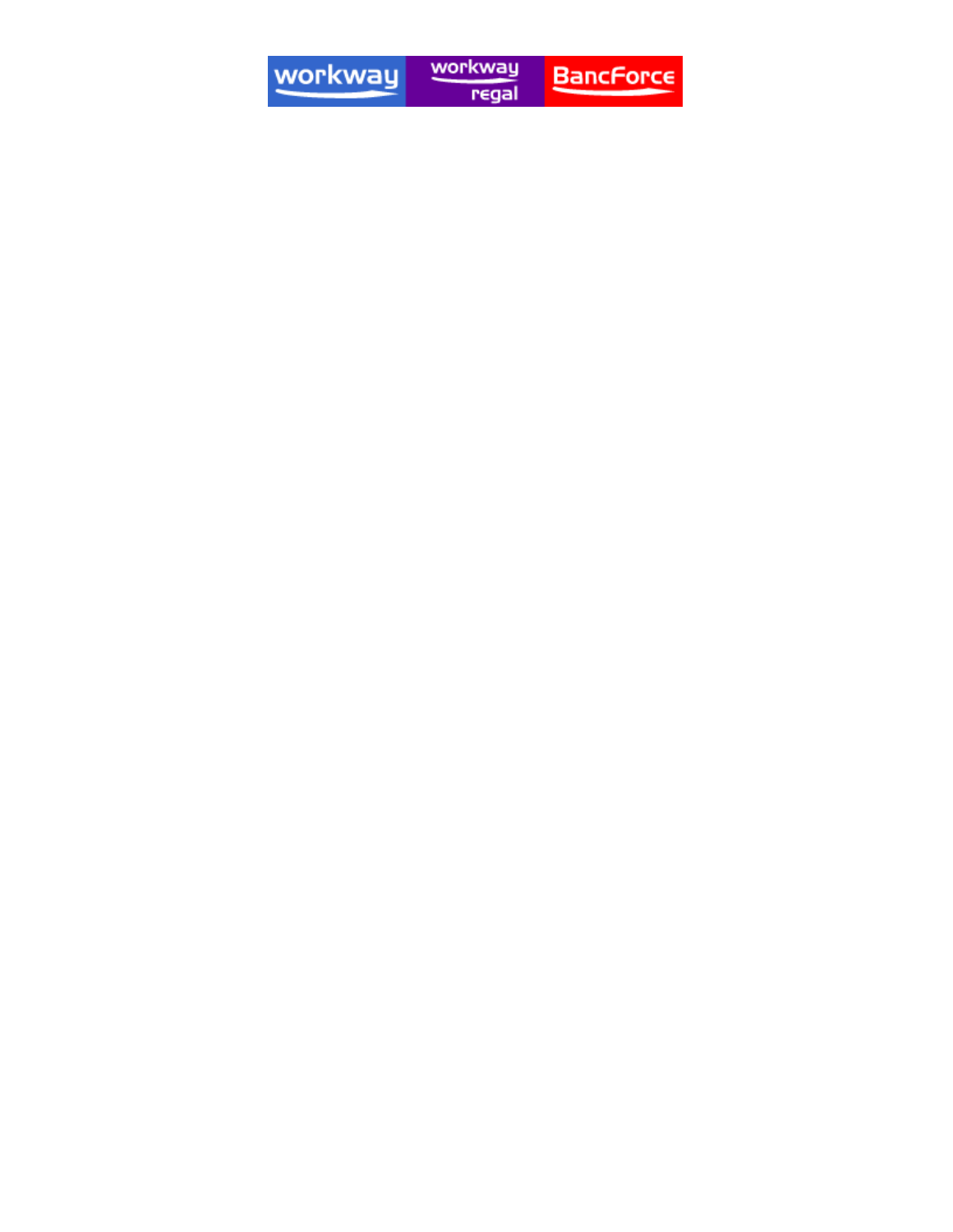workway

workway regal

BancForce